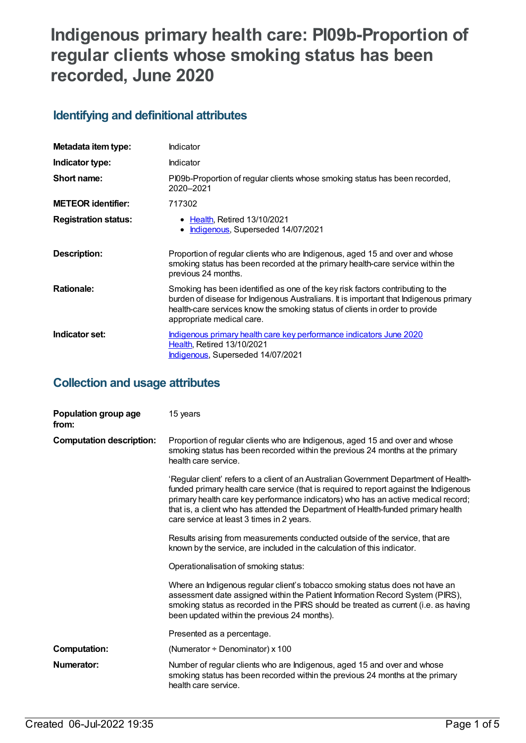# Indigenous primary health care: PI09b-Proportion of regular clients whose smoking status has been recorded, June 2020

## Identifying and definitional attributes

| | |
|---|---|
| **Metadata item type:** | Indicator |
| **Indicator type:** | Indicator |
| **Short name:** | PI09b-Proportion of regular clients whose smoking status has been recorded, 2020–2021 |
| **METEOR identifier:** | 717302 |
| **Registration status:** | • Health, Retired 13/10/2021<br>• Indigenous, Superseded 14/07/2021 |
| **Description:** | Proportion of regular clients who are Indigenous, aged 15 and over and whose smoking status has been recorded at the primary health-care service within the previous 24 months. |
| **Rationale:** | Smoking has been identified as one of the key risk factors contributing to the burden of disease for Indigenous Australians. It is important that Indigenous primary health-care services know the smoking status of clients in order to provide appropriate medical care. |
| **Indicator set:** | Indigenous primary health care key performance indicators June 2020<br>Health, Retired 13/10/2021<br>Indigenous, Superseded 14/07/2021 |

## Collection and usage attributes

| | |
|---|---|
| **Population group age from:** | 15 years |
| **Computation description:** | Proportion of regular clients who are Indigenous, aged 15 and over and whose smoking status has been recorded within the previous 24 months at the primary health care service.<br><br>'Regular client' refers to a client of an Australian Government Department of Health-funded primary health care service (that is required to report against the Indigenous primary health care key performance indicators) who has an active medical record; that is, a client who has attended the Department of Health-funded primary health care service at least 3 times in 2 years.<br><br>Results arising from measurements conducted outside of the service, that are known by the service, are included in the calculation of this indicator.<br><br>Operationalisation of smoking status:<br><br>Where an Indigenous regular client's tobacco smoking status does not have an assessment date assigned within the Patient Information Record System (PIRS), smoking status as recorded in the PIRS should be treated as current (i.e. as having been updated within the previous 24 months).<br><br>Presented as a percentage. |
| **Computation:** | (Numerator ÷ Denominator) x 100 |
| **Numerator:** | Number of regular clients who are Indigenous, aged 15 and over and whose smoking status has been recorded within the previous 24 months at the primary health care service. |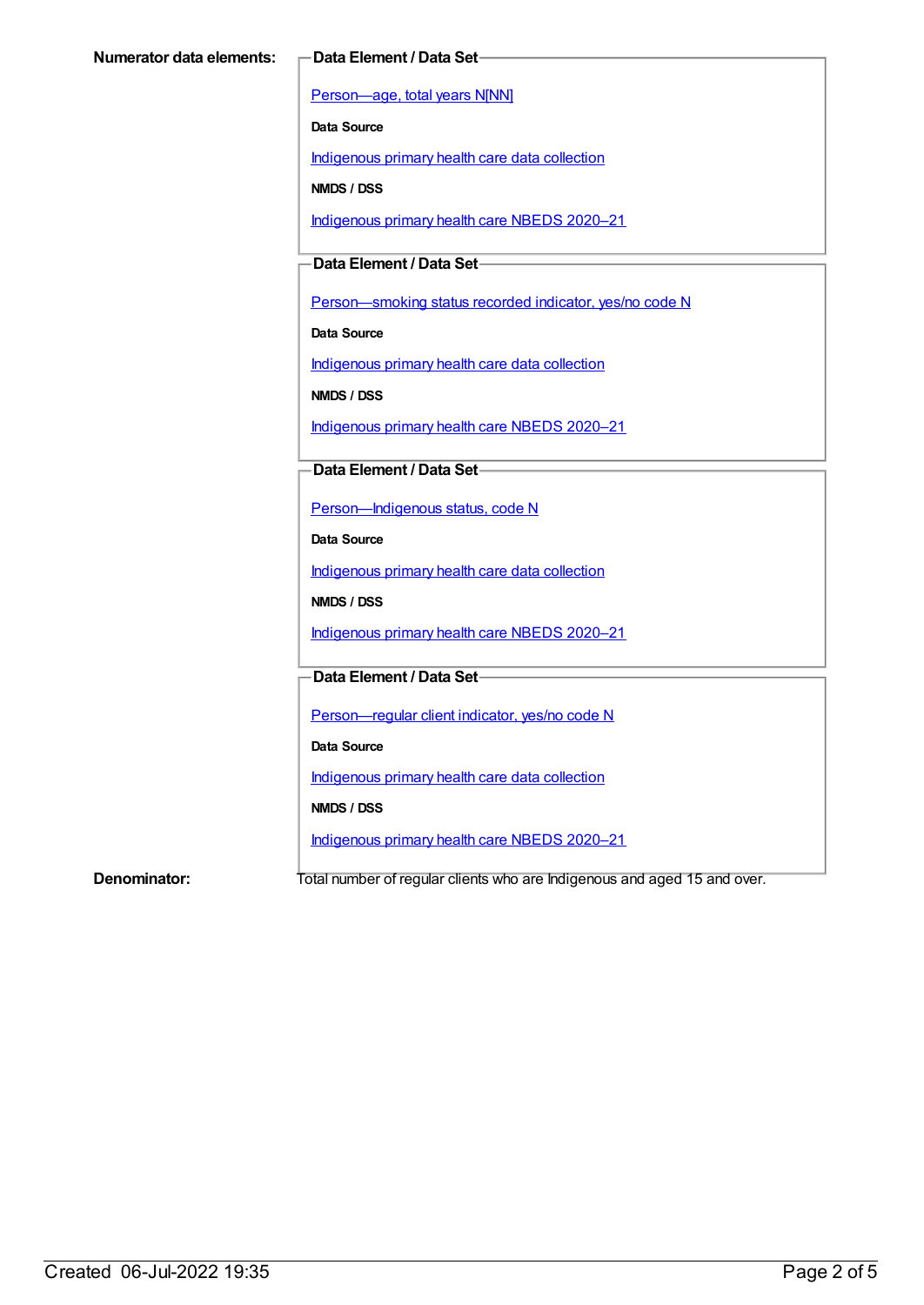**Numerator data elements:**

**Data Element / Data Set**

Person—age, total years N[NN]

**Data Source**

Indigenous primary health care data collection

**NMDS / DSS**

Indigenous primary health care NBEDS 2020–21

**Data Element / Data Set**

Person—smoking status recorded indicator, yes/no code N

**Data Source**

Indigenous primary health care data collection

**NMDS / DSS**

Indigenous primary health care NBEDS 2020–21

**Data Element / Data Set**

Person—Indigenous status, code N

**Data Source**

Indigenous primary health care data collection

**NMDS / DSS**

Indigenous primary health care NBEDS 2020–21

**Data Element / Data Set**

Person—regular client indicator, yes/no code N

**Data Source**

Indigenous primary health care data collection

**NMDS / DSS**

Indigenous primary health care NBEDS 2020–21

**Denominator:** Total number of regular clients who are Indigenous and aged 15 and over.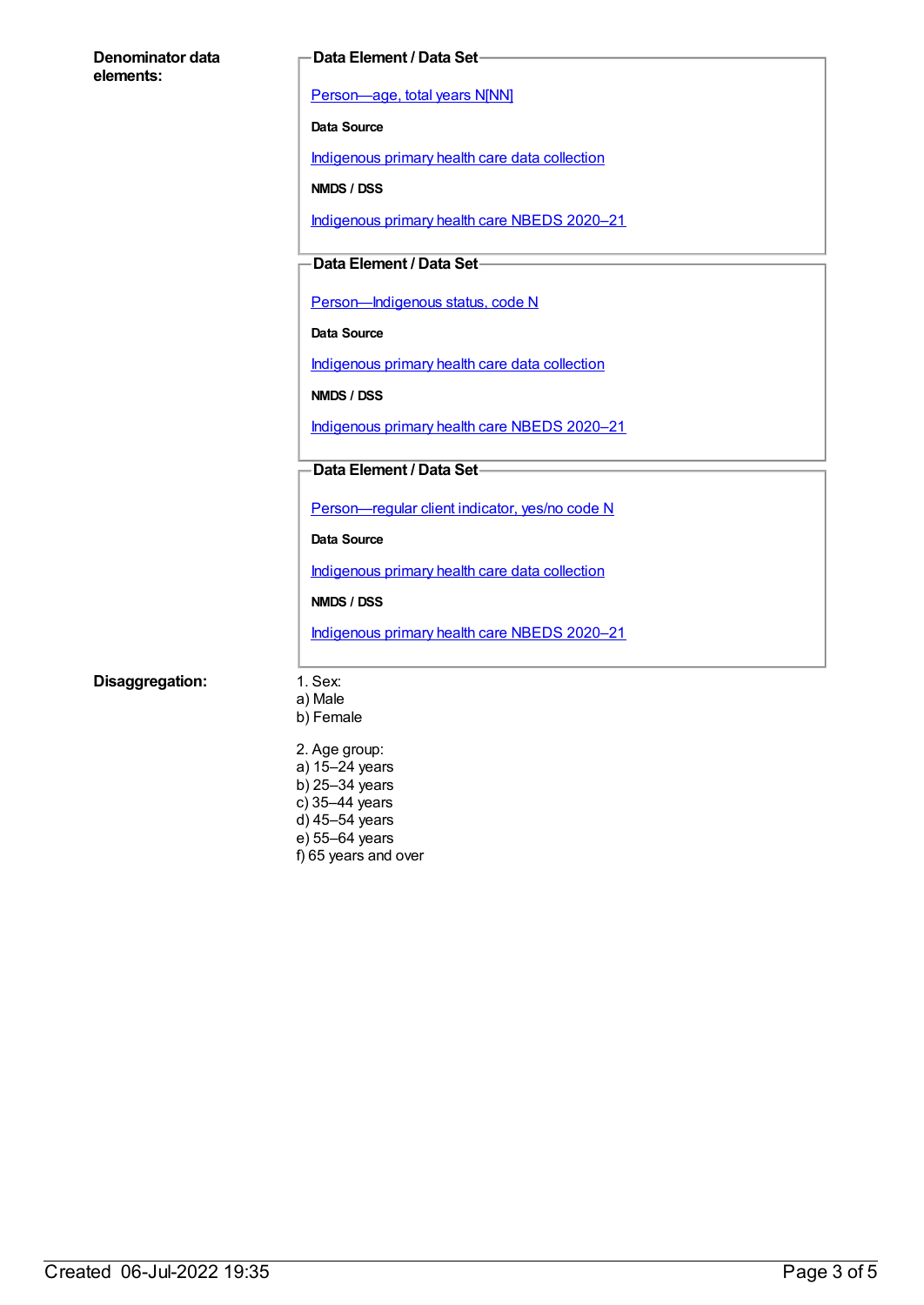**Denominator data elements:**

**Data Element / Data Set**

Person—age, total years N[NN]

**Data Source**

Indigenous primary health care data collection

**NMDS / DSS**

Indigenous primary health care NBEDS 2020–21

**Data Element / Data Set**

Person—Indigenous status, code N

**Data Source**

Indigenous primary health care data collection

**NMDS / DSS**

Indigenous primary health care NBEDS 2020–21

**Data Element / Data Set**

Person—regular client indicator, yes/no code N

**Data Source**

Indigenous primary health care data collection

**NMDS / DSS**

Indigenous primary health care NBEDS 2020–21

**Disaggregation:**

1. Sex:
a) Male
b) Female

2. Age group:
a) 15–24 years
b) 25–34 years
c) 35–44 years
d) 45–54 years
e) 55–64 years
f) 65 years and over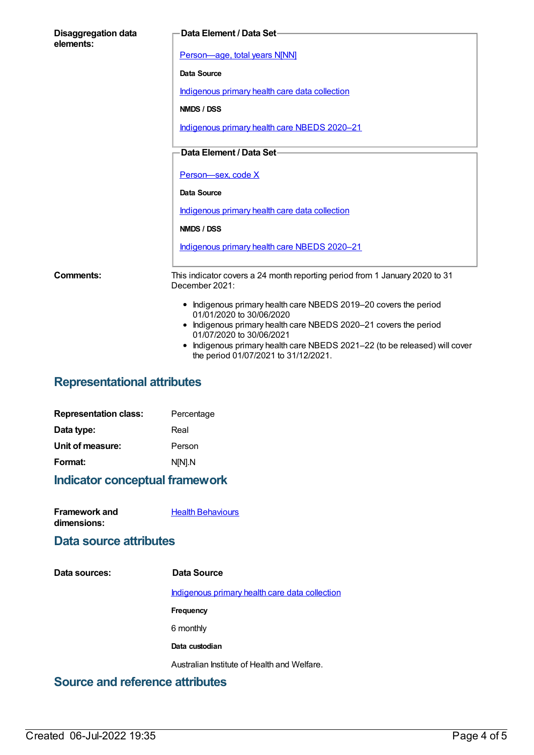**Disaggregation data elements:**

**Data Element / Data Set**

Person—age, total years N[NN]

**Data Source**

Indigenous primary health care data collection

**NMDS / DSS**

Indigenous primary health care NBEDS 2020–21

**Data Element / Data Set**

Person—sex, code X

**Data Source**

Indigenous primary health care data collection

**NMDS / DSS**

Indigenous primary health care NBEDS 2020–21

**Comments:**

This indicator covers a 24 month reporting period from 1 January 2020 to 31 December 2021:

- Indigenous primary health care NBEDS 2019–20 covers the period 01/01/2020 to 30/06/2020
- Indigenous primary health care NBEDS 2020–21 covers the period 01/07/2020 to 30/06/2021
- Indigenous primary health care NBEDS 2021–22 (to be released) will cover the period 01/07/2021 to 31/12/2021.

## Representational attributes

**Representation class:** Percentage

**Data type:** Real

**Unit of measure:** Person

**Format:** N[N].N

## Indicator conceptual framework

**Framework and dimensions:** Health Behaviours

## Data source attributes

**Data sources:**

**Data Source**

Indigenous primary health care data collection

**Frequency**

6 monthly

**Data custodian**

Australian Institute of Health and Welfare.

## Source and reference attributes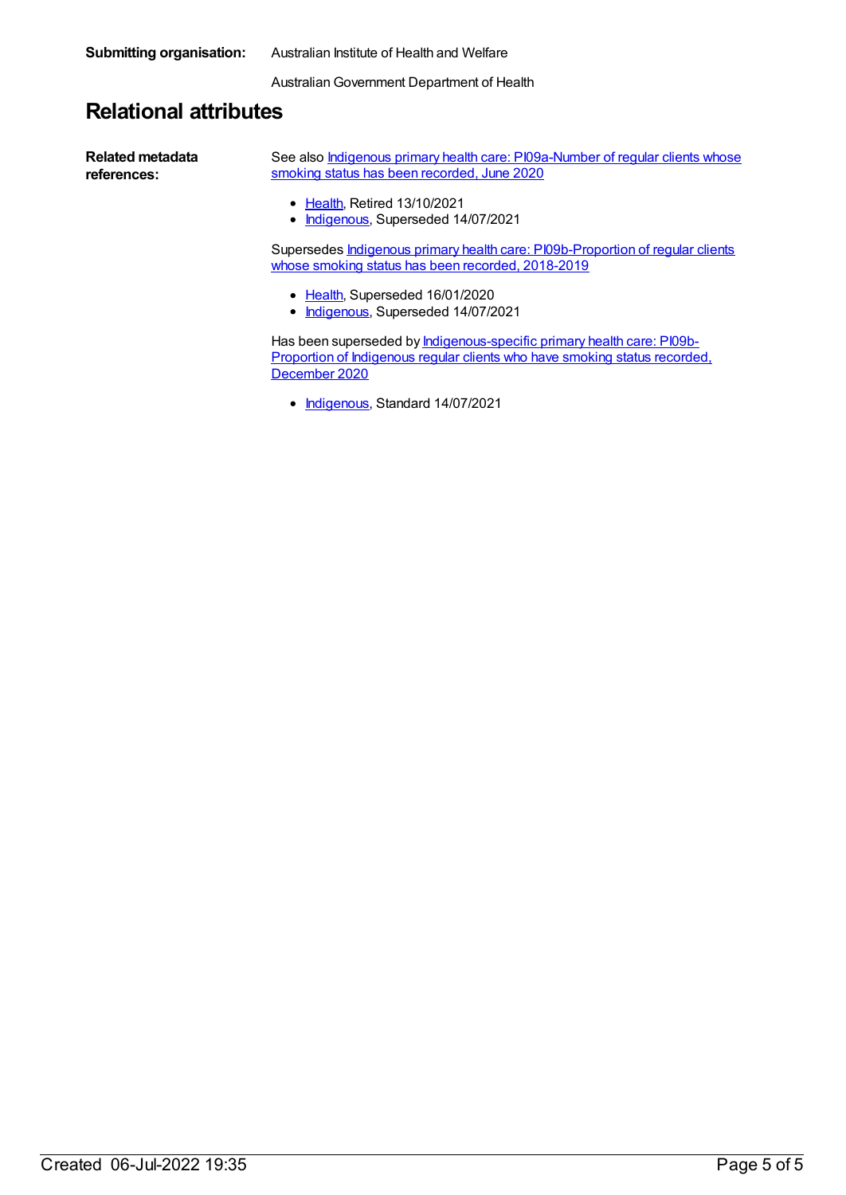**Submitting organisation:** Australian Institute of Health and Welfare

Australian Government Department of Health

## Relational attributes

**Related metadata references:**

See also Indigenous primary health care: PI09a-Number of regular clients whose smoking status has been recorded, June 2020

- Health, Retired 13/10/2021
- Indigenous, Superseded 14/07/2021

Supersedes Indigenous primary health care: PI09b-Proportion of regular clients whose smoking status has been recorded, 2018-2019

- Health, Superseded 16/01/2020
- Indigenous, Superseded 14/07/2021

Has been superseded by Indigenous-specific primary health care: PI09b-Proportion of Indigenous regular clients who have smoking status recorded, December 2020

- Indigenous, Standard 14/07/2021